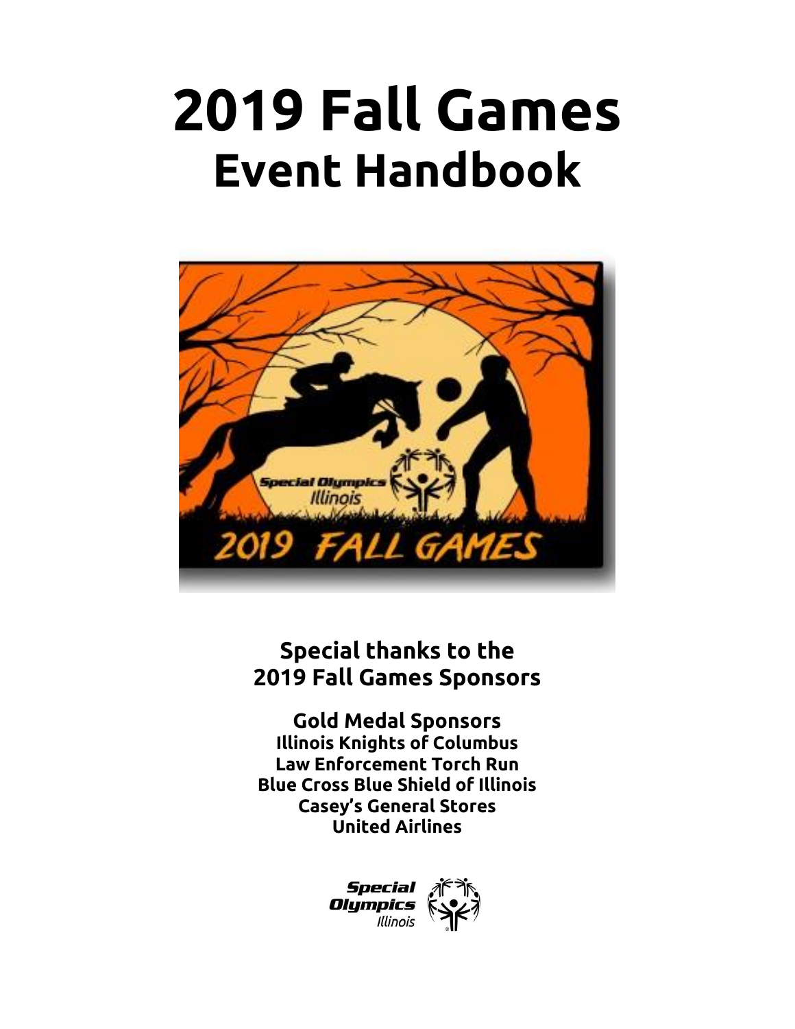# 2019 Fall Games
## Event Handbook

### Special thanks to the 2019 Fall Games Sponsors

**Gold Medal Sponsors**

**Illinois Knights of Columbus**
**Law Enforcement Torch Run**
**Blue Cross Blue Shield of Illinois**
**Casey's General Stores**
**United Airlines**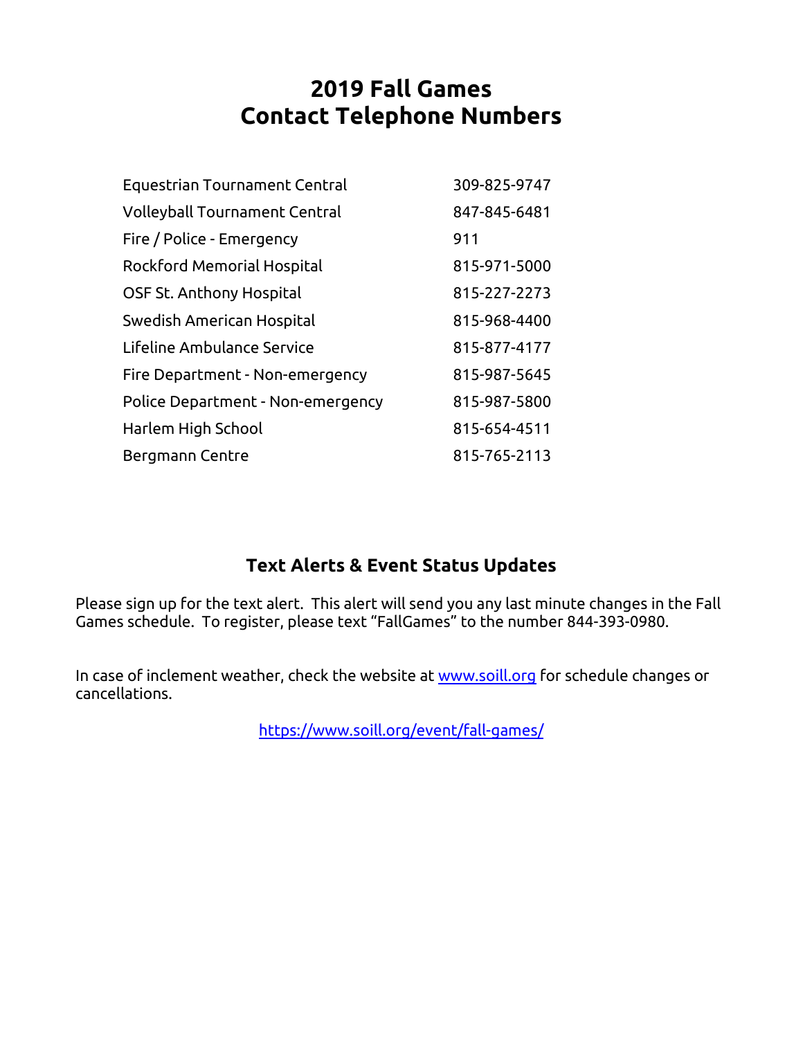# 2019 Fall Games
# Contact Telephone Numbers

| | |
|---|---|
| Equestrian Tournament Central | 309-825-9747 |
| Volleyball Tournament Central | 847-845-6481 |
| Fire / Police - Emergency | 911 |
| Rockford Memorial Hospital | 815-971-5000 |
| OSF St. Anthony Hospital | 815-227-2273 |
| Swedish American Hospital | 815-968-4400 |
| Lifeline Ambulance Service | 815-877-4177 |
| Fire Department - Non-emergency | 815-987-5645 |
| Police Department - Non-emergency | 815-987-5800 |
| Harlem High School | 815-654-4511 |
| Bergmann Centre | 815-765-2113 |

## Text Alerts & Event Status Updates

Please sign up for the text alert. This alert will send you any last minute changes in the Fall Games schedule. To register, please text "FallGames" to the number 844-393-0980.

In case of inclement weather, check the website at www.soill.org for schedule changes or cancellations.

https://www.soill.org/event/fall-games/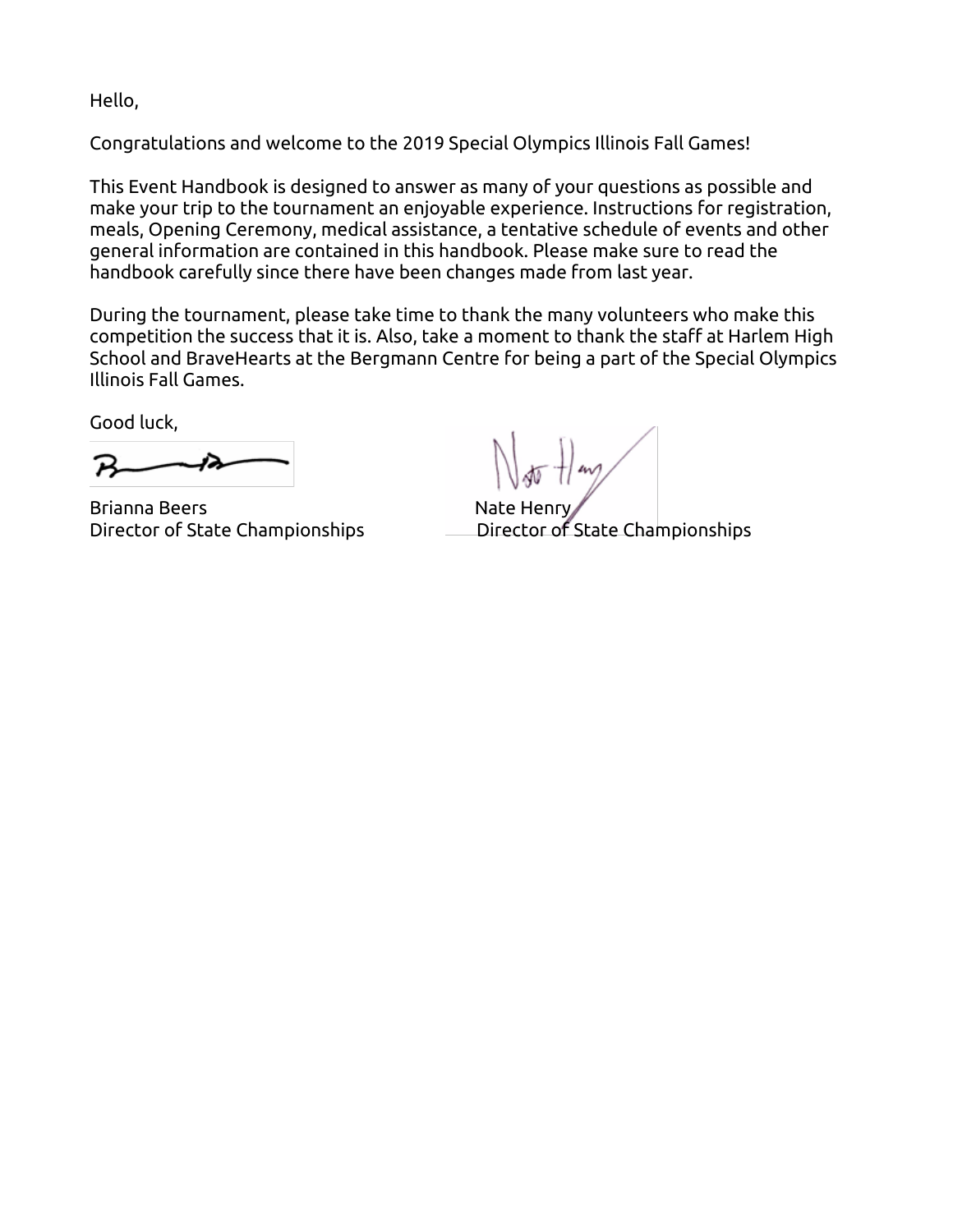Hello,

Congratulations and welcome to the 2019 Special Olympics Illinois Fall Games!

This Event Handbook is designed to answer as many of your questions as possible and make your trip to the tournament an enjoyable experience. Instructions for registration, meals, Opening Ceremony, medical assistance, a tentative schedule of events and other general information are contained in this handbook. Please make sure to read the handbook carefully since there have been changes made from last year.

During the tournament, please take time to thank the many volunteers who make this competition the success that it is. Also, take a moment to thank the staff at Harlem High School and BraveHearts at the Bergmann Centre for being a part of the Special Olympics Illinois Fall Games.

Good luck,

Brianna Beers
Director of State Championships

Nate Henry
Director of State Championships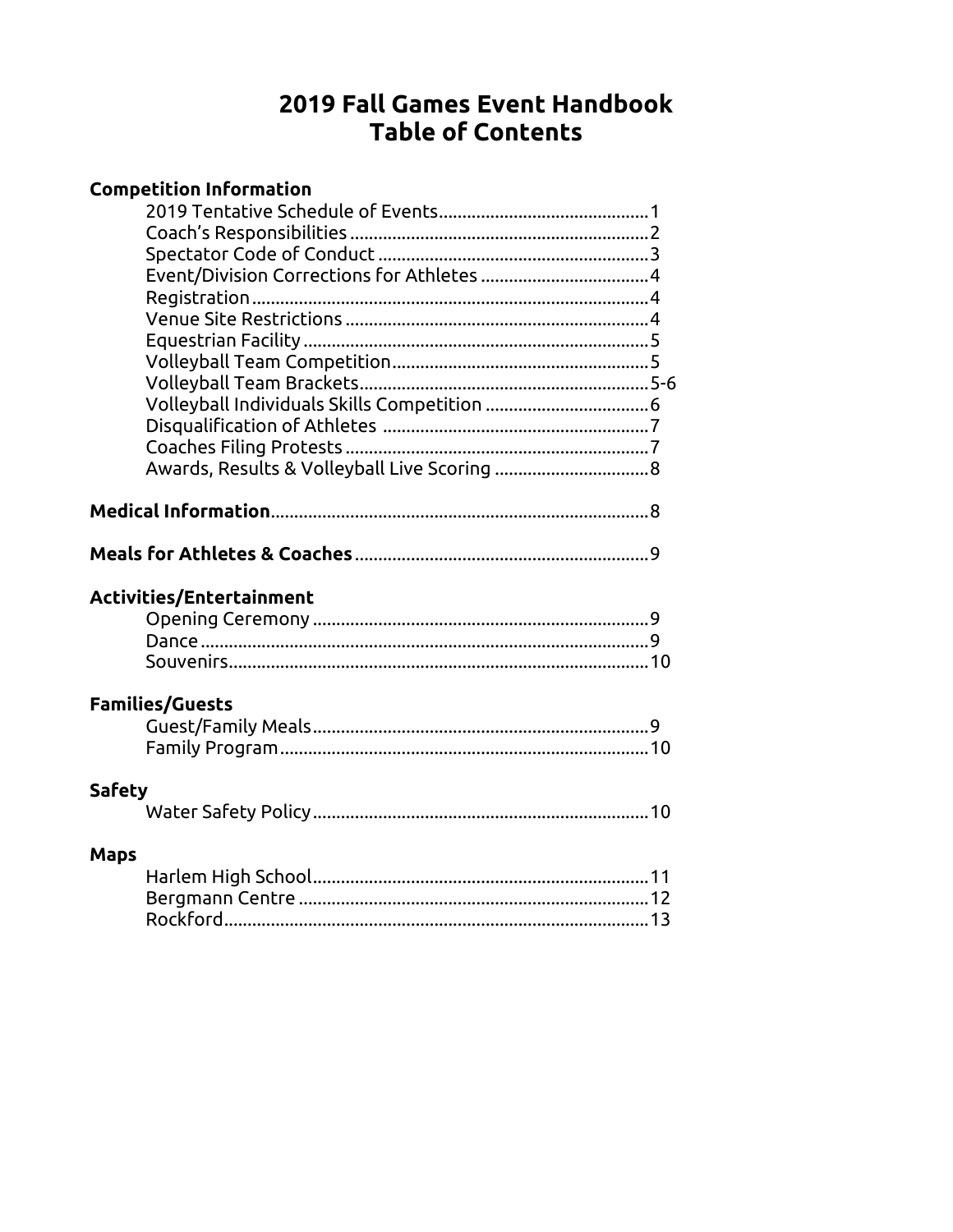# 2019 Fall Games Event Handbook
# Table of Contents

**Competition Information**

- 2019 Tentative Schedule of Events ............ 1
- Coach's Responsibilities ............ 2
- Spectator Code of Conduct ............ 3
- Event/Division Corrections for Athletes ............ 4
- Registration ............ 4
- Venue Site Restrictions ............ 4
- Equestrian Facility ............ 5
- Volleyball Team Competition ............ 5
- Volleyball Team Brackets ............ 5-6
- Volleyball Individuals Skills Competition ............ 6
- Disqualification of Athletes ............ 7
- Coaches Filing Protests ............ 7
- Awards, Results & Volleyball Live Scoring ............ 8

**Medical Information** ............ 8

**Meals for Athletes & Coaches** ............ 9

**Activities/Entertainment**

- Opening Ceremony ............ 9
- Dance ............ 9
- Souvenirs ............ 10

**Families/Guests**

- Guest/Family Meals ............ 9
- Family Program ............ 10

**Safety**

- Water Safety Policy ............ 10

**Maps**

- Harlem High School ............ 11
- Bergmann Centre ............ 12
- Rockford ............ 13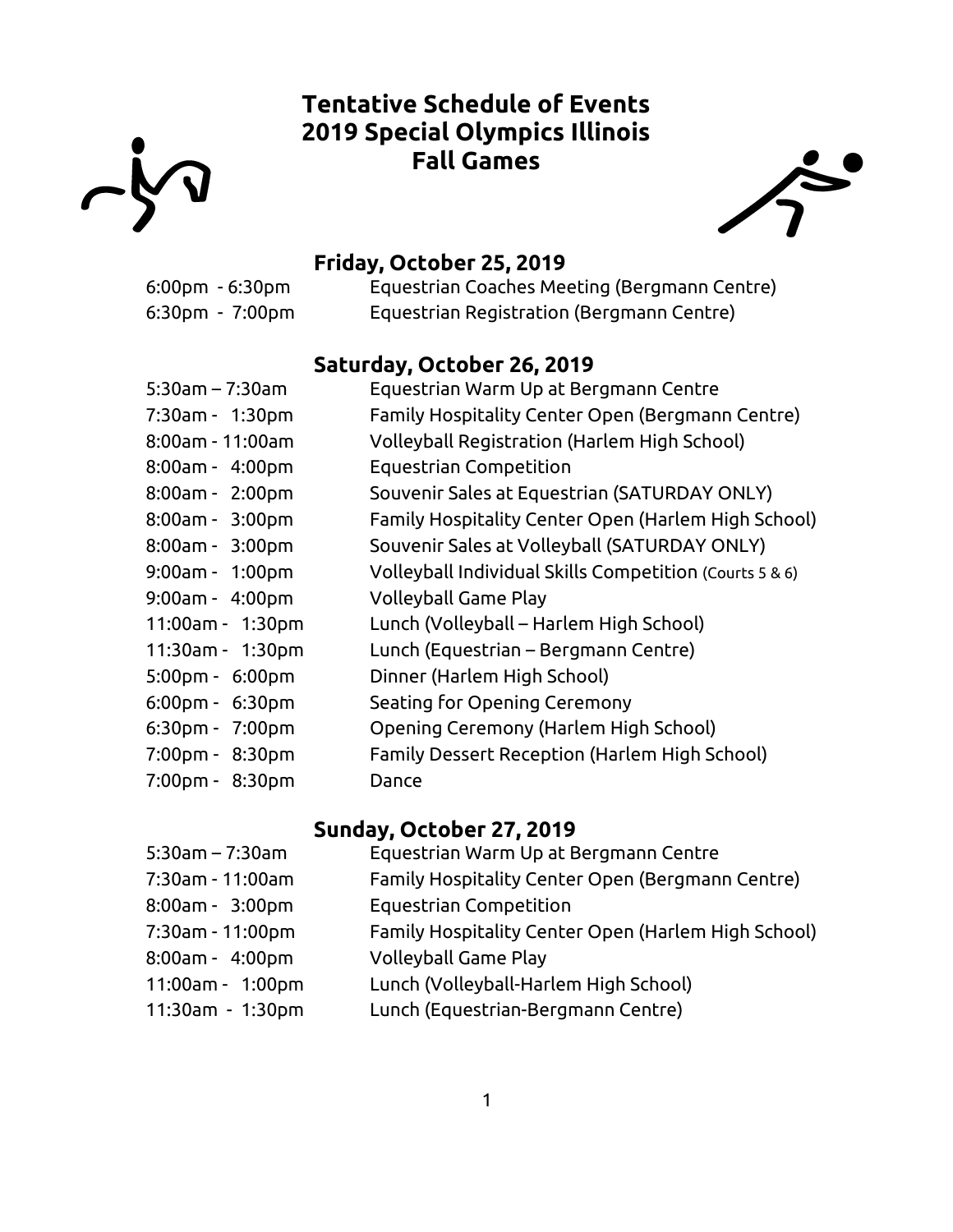# Tentative Schedule of Events
# 2019 Special Olympics Illinois
# Fall Games

## Friday, October 25, 2019

| | |
|---|---|
| 6:00pm - 6:30pm | Equestrian Coaches Meeting (Bergmann Centre) |
| 6:30pm - 7:00pm | Equestrian Registration (Bergmann Centre) |

## Saturday, October 26, 2019

| | |
|---|---|
| 5:30am – 7:30am | Equestrian Warm Up at Bergmann Centre |
| 7:30am - 1:30pm | Family Hospitality Center Open (Bergmann Centre) |
| 8:00am - 11:00am | Volleyball Registration (Harlem High School) |
| 8:00am - 4:00pm | Equestrian Competition |
| 8:00am - 2:00pm | Souvenir Sales at Equestrian (SATURDAY ONLY) |
| 8:00am - 3:00pm | Family Hospitality Center Open (Harlem High School) |
| 8:00am - 3:00pm | Souvenir Sales at Volleyball (SATURDAY ONLY) |
| 9:00am - 1:00pm | Volleyball Individual Skills Competition (Courts 5 & 6) |
| 9:00am - 4:00pm | Volleyball Game Play |
| 11:00am - 1:30pm | Lunch (Volleyball – Harlem High School) |
| 11:30am - 1:30pm | Lunch (Equestrian – Bergmann Centre) |
| 5:00pm - 6:00pm | Dinner (Harlem High School) |
| 6:00pm - 6:30pm | Seating for Opening Ceremony |
| 6:30pm - 7:00pm | Opening Ceremony (Harlem High School) |
| 7:00pm - 8:30pm | Family Dessert Reception (Harlem High School) |
| 7:00pm - 8:30pm | Dance |

## Sunday, October 27, 2019

| | |
|---|---|
| 5:30am – 7:30am | Equestrian Warm Up at Bergmann Centre |
| 7:30am - 11:00am | Family Hospitality Center Open (Bergmann Centre) |
| 8:00am - 3:00pm | Equestrian Competition |
| 7:30am - 11:00pm | Family Hospitality Center Open (Harlem High School) |
| 8:00am - 4:00pm | Volleyball Game Play |
| 11:00am - 1:00pm | Lunch (Volleyball-Harlem High School) |
| 11:30am - 1:30pm | Lunch (Equestrian-Bergmann Centre) |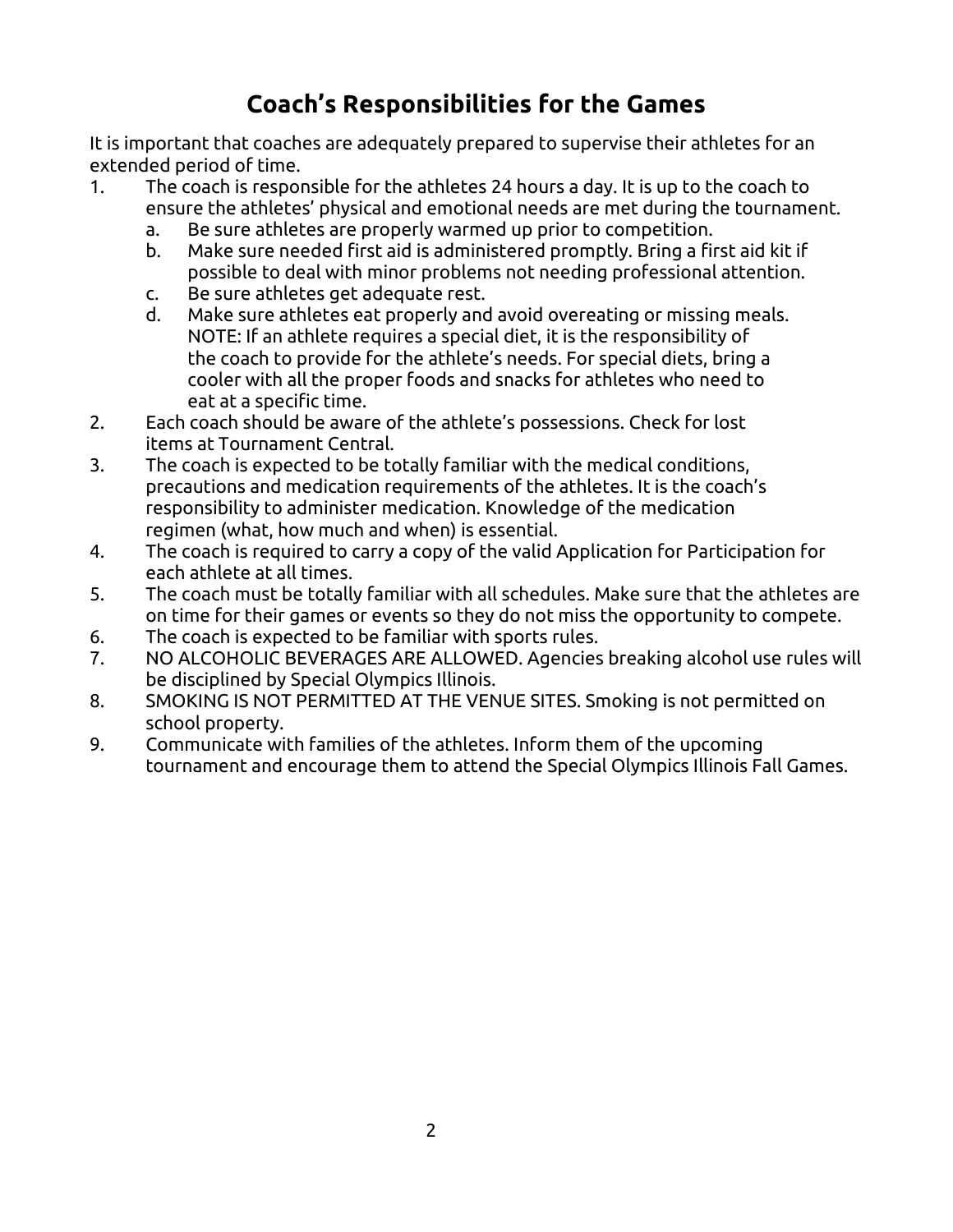# Coach's Responsibilities for the Games

It is important that coaches are adequately prepared to supervise their athletes for an extended period of time.

1. The coach is responsible for the athletes 24 hours a day. It is up to the coach to ensure the athletes' physical and emotional needs are met during the tournament.
   a. Be sure athletes are properly warmed up prior to competition.
   b. Make sure needed first aid is administered promptly. Bring a first aid kit if possible to deal with minor problems not needing professional attention.
   c. Be sure athletes get adequate rest.
   d. Make sure athletes eat properly and avoid overeating or missing meals. NOTE: If an athlete requires a special diet, it is the responsibility of the coach to provide for the athlete's needs. For special diets, bring a cooler with all the proper foods and snacks for athletes who need to eat at a specific time.
2. Each coach should be aware of the athlete's possessions. Check for lost items at Tournament Central.
3. The coach is expected to be totally familiar with the medical conditions, precautions and medication requirements of the athletes. It is the coach's responsibility to administer medication. Knowledge of the medication regimen (what, how much and when) is essential.
4. The coach is required to carry a copy of the valid Application for Participation for each athlete at all times.
5. The coach must be totally familiar with all schedules. Make sure that the athletes are on time for their games or events so they do not miss the opportunity to compete.
6. The coach is expected to be familiar with sports rules.
7. NO ALCOHOLIC BEVERAGES ARE ALLOWED. Agencies breaking alcohol use rules will be disciplined by Special Olympics Illinois.
8. SMOKING IS NOT PERMITTED AT THE VENUE SITES. Smoking is not permitted on school property.
9. Communicate with families of the athletes. Inform them of the upcoming tournament and encourage them to attend the Special Olympics Illinois Fall Games.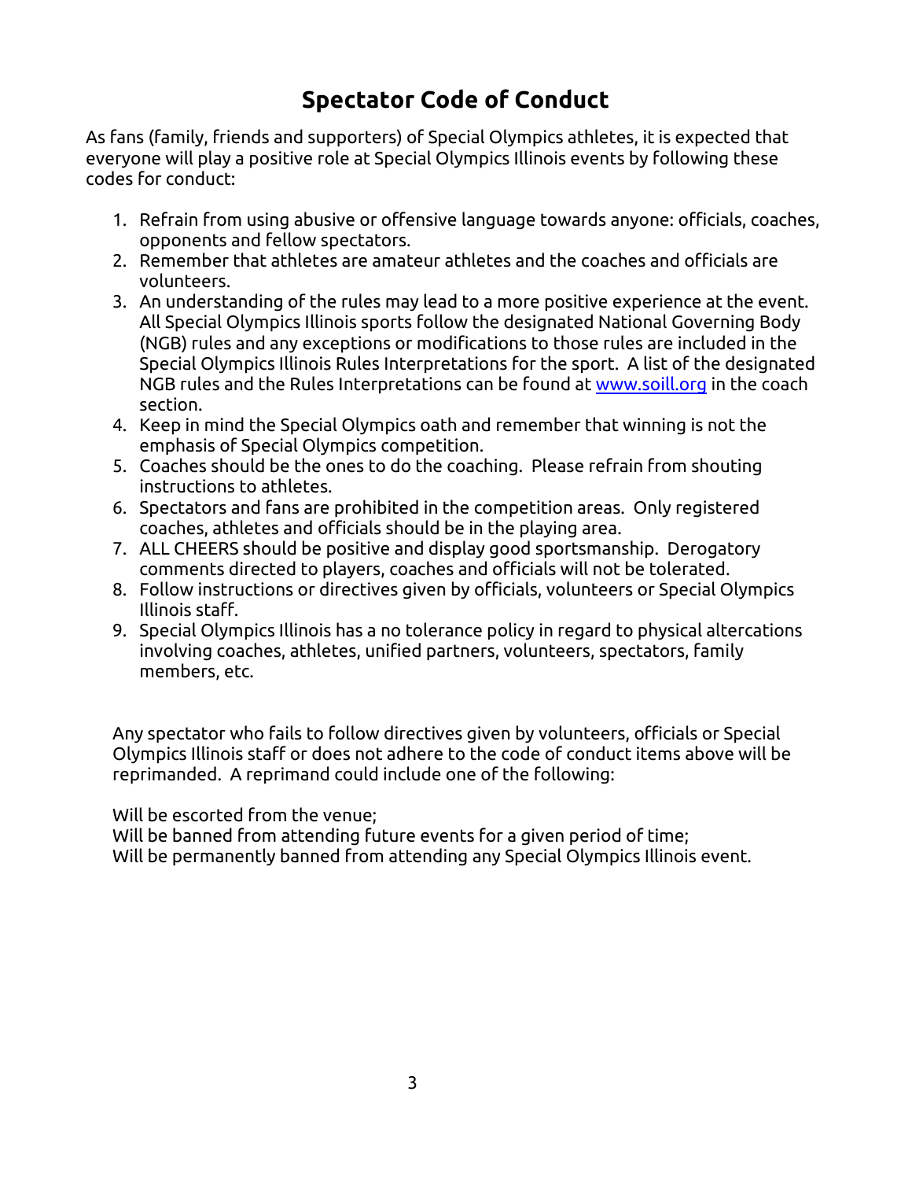# Spectator Code of Conduct

As fans (family, friends and supporters) of Special Olympics athletes, it is expected that everyone will play a positive role at Special Olympics Illinois events by following these codes for conduct:

1. Refrain from using abusive or offensive language towards anyone: officials, coaches, opponents and fellow spectators.
2. Remember that athletes are amateur athletes and the coaches and officials are volunteers.
3. An understanding of the rules may lead to a more positive experience at the event. All Special Olympics Illinois sports follow the designated National Governing Body (NGB) rules and any exceptions or modifications to those rules are included in the Special Olympics Illinois Rules Interpretations for the sport. A list of the designated NGB rules and the Rules Interpretations can be found at [www.soill.org](http://www.soill.org) in the coach section.
4. Keep in mind the Special Olympics oath and remember that winning is not the emphasis of Special Olympics competition.
5. Coaches should be the ones to do the coaching. Please refrain from shouting instructions to athletes.
6. Spectators and fans are prohibited in the competition areas. Only registered coaches, athletes and officials should be in the playing area.
7. ALL CHEERS should be positive and display good sportsmanship. Derogatory comments directed to players, coaches and officials will not be tolerated.
8. Follow instructions or directives given by officials, volunteers or Special Olympics Illinois staff.
9. Special Olympics Illinois has a no tolerance policy in regard to physical altercations involving coaches, athletes, unified partners, volunteers, spectators, family members, etc.

Any spectator who fails to follow directives given by volunteers, officials or Special Olympics Illinois staff or does not adhere to the code of conduct items above will be reprimanded. A reprimand could include one of the following:

Will be escorted from the venue;
Will be banned from attending future events for a given period of time;
Will be permanently banned from attending any Special Olympics Illinois event.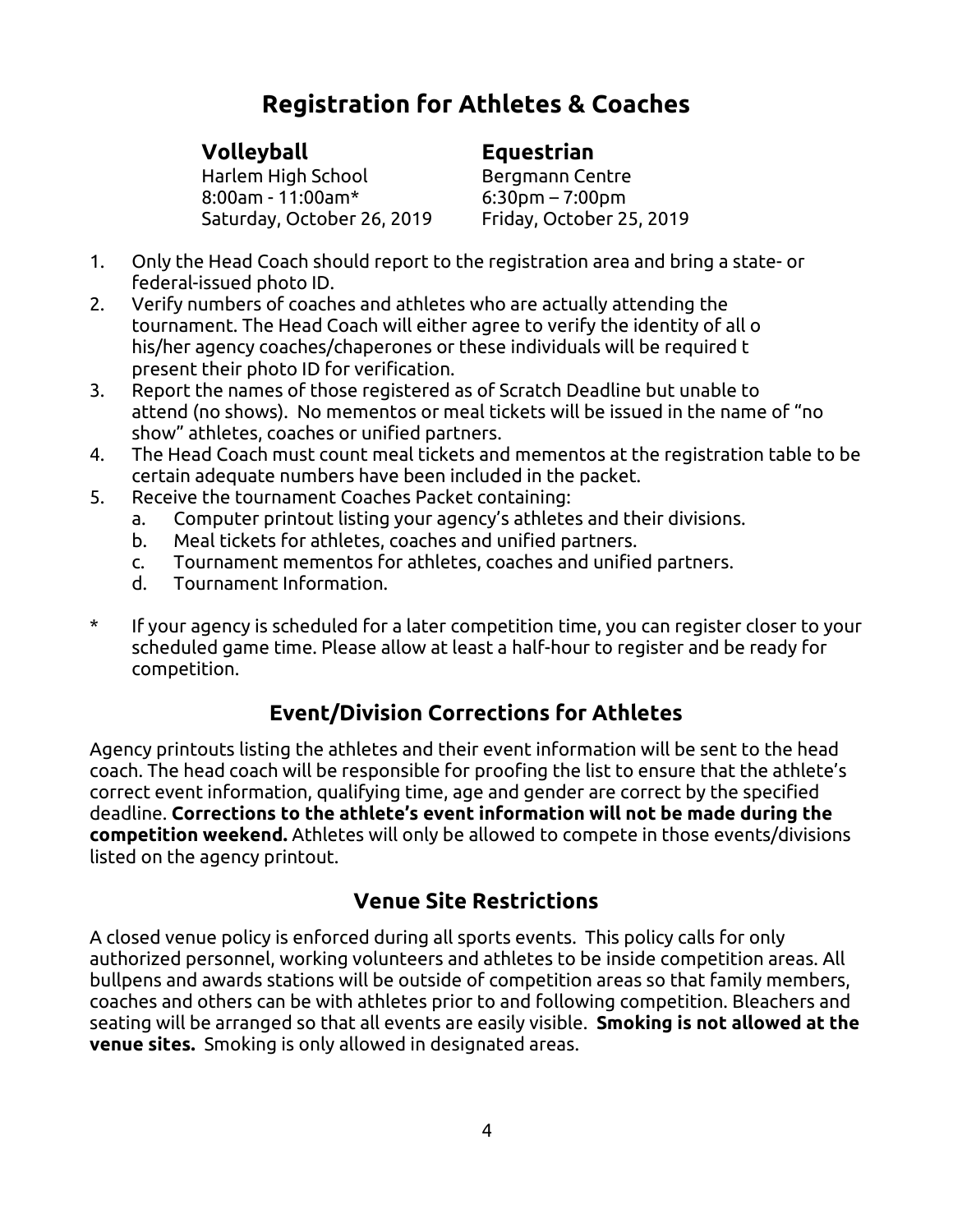# Registration for Athletes & Coaches

**Volleyball**
Harlem High School
8:00am - 11:00am*
Saturday, October 26, 2019

**Equestrian**
Bergmann Centre
6:30pm – 7:00pm
Friday, October 25, 2019

1. Only the Head Coach should report to the registration area and bring a state- or federal-issued photo ID.
2. Verify numbers of coaches and athletes who are actually attending the tournament. The Head Coach will either agree to verify the identity of all o his/her agency coaches/chaperones or these individuals will be required t present their photo ID for verification.
3. Report the names of those registered as of Scratch Deadline but unable to attend (no shows). No mementos or meal tickets will be issued in the name of "no show" athletes, coaches or unified partners.
4. The Head Coach must count meal tickets and mementos at the registration table to be certain adequate numbers have been included in the packet.
5. Receive the tournament Coaches Packet containing:
   a. Computer printout listing your agency's athletes and their divisions.
   b. Meal tickets for athletes, coaches and unified partners.
   c. Tournament mementos for athletes, coaches and unified partners.
   d. Tournament Information.

\* If your agency is scheduled for a later competition time, you can register closer to your scheduled game time. Please allow at least a half-hour to register and be ready for competition.

## Event/Division Corrections for Athletes

Agency printouts listing the athletes and their event information will be sent to the head coach. The head coach will be responsible for proofing the list to ensure that the athlete's correct event information, qualifying time, age and gender are correct by the specified deadline. **Corrections to the athlete's event information will not be made during the competition weekend.** Athletes will only be allowed to compete in those events/divisions listed on the agency printout.

## Venue Site Restrictions

A closed venue policy is enforced during all sports events. This policy calls for only authorized personnel, working volunteers and athletes to be inside competition areas. All bullpens and awards stations will be outside of competition areas so that family members, coaches and others can be with athletes prior to and following competition. Bleachers and seating will be arranged so that all events are easily visible. **Smoking is not allowed at the venue sites.** Smoking is only allowed in designated areas.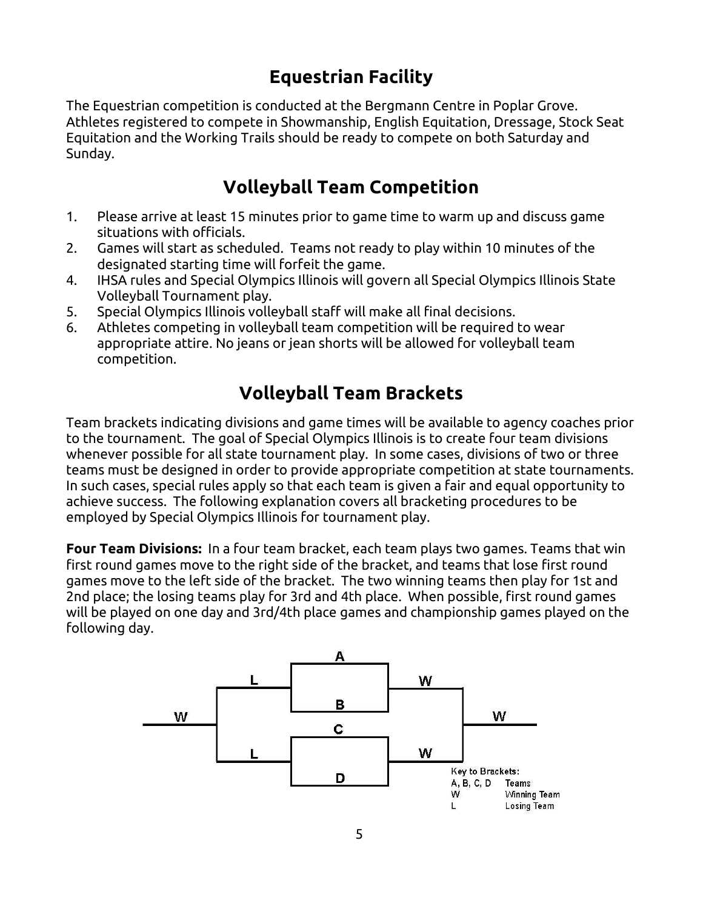## Equestrian Facility

The Equestrian competition is conducted at the Bergmann Centre in Poplar Grove. Athletes registered to compete in Showmanship, English Equitation, Dressage, Stock Seat Equitation and the Working Trails should be ready to compete on both Saturday and Sunday.

## Volleyball Team Competition

1. Please arrive at least 15 minutes prior to game time to warm up and discuss game situations with officials.
2. Games will start as scheduled. Teams not ready to play within 10 minutes of the designated starting time will forfeit the game.
4. IHSA rules and Special Olympics Illinois will govern all Special Olympics Illinois State Volleyball Tournament play.
5. Special Olympics Illinois volleyball staff will make all final decisions.
6. Athletes competing in volleyball team competition will be required to wear appropriate attire. No jeans or jean shorts will be allowed for volleyball team competition.

## Volleyball Team Brackets

Team brackets indicating divisions and game times will be available to agency coaches prior to the tournament. The goal of Special Olympics Illinois is to create four team divisions whenever possible for all state tournament play. In some cases, divisions of two or three teams must be designed in order to provide appropriate competition at state tournaments. In such cases, special rules apply so that each team is given a fair and equal opportunity to achieve success. The following explanation covers all bracketing procedures to be employed by Special Olympics Illinois for tournament play.

**Four Team Divisions:** In a four team bracket, each team plays two games. Teams that win first round games move to the right side of the bracket, and teams that lose first round games move to the left side of the bracket. The two winning teams then play for 1st and 2nd place; the losing teams play for 3rd and 4th place. When possible, first round games will be played on one day and 3rd/4th place games and championship games played on the following day.

A, B, C, D; W, L, L, W, W, W

Key to Brackets:
A, B, C, D Teams
W Winning Team
L Losing Team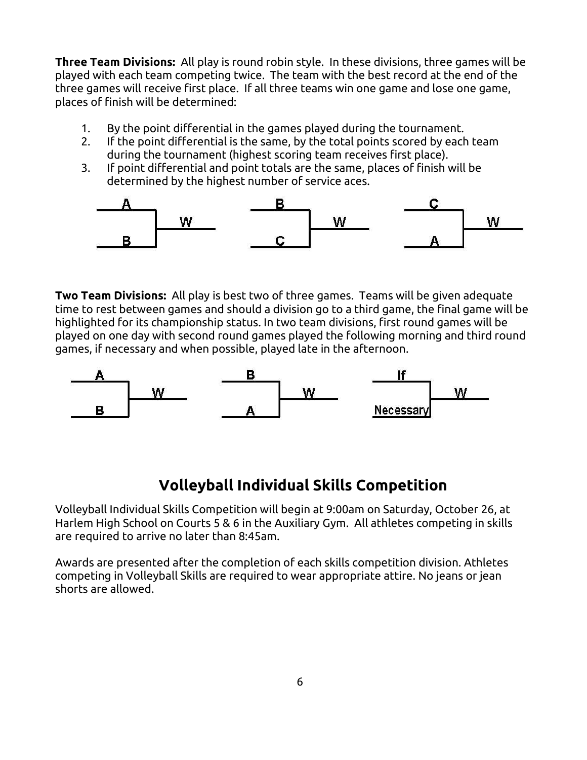**Three Team Divisions:** All play is round robin style. In these divisions, three games will be played with each team competing twice. The team with the best record at the end of the three games will receive first place. If all three teams win one game and lose one game, places of finish will be determined:

1. By the point differential in the games played during the tournament.
2. If the point differential is the same, by the total points scored by each team during the tournament (highest scoring team receives first place).
3. If point differential and point totals are the same, places of finish will be determined by the highest number of service aces.

A
W
B

B
W
C

C
W
A

**Two Team Divisions:** All play is best two of three games. Teams will be given adequate time to rest between games and should a division go to a third game, the final game will be highlighted for its championship status. In two team divisions, first round games will be played on one day with second round games played the following morning and third round games, if necessary and when possible, played late in the afternoon.

A
W
B

B
W
A

If
W
Necessary

## Volleyball Individual Skills Competition

Volleyball Individual Skills Competition will begin at 9:00am on Saturday, October 26, at Harlem High School on Courts 5 & 6 in the Auxiliary Gym. All athletes competing in skills are required to arrive no later than 8:45am.

Awards are presented after the completion of each skills competition division. Athletes competing in Volleyball Skills are required to wear appropriate attire. No jeans or jean shorts are allowed.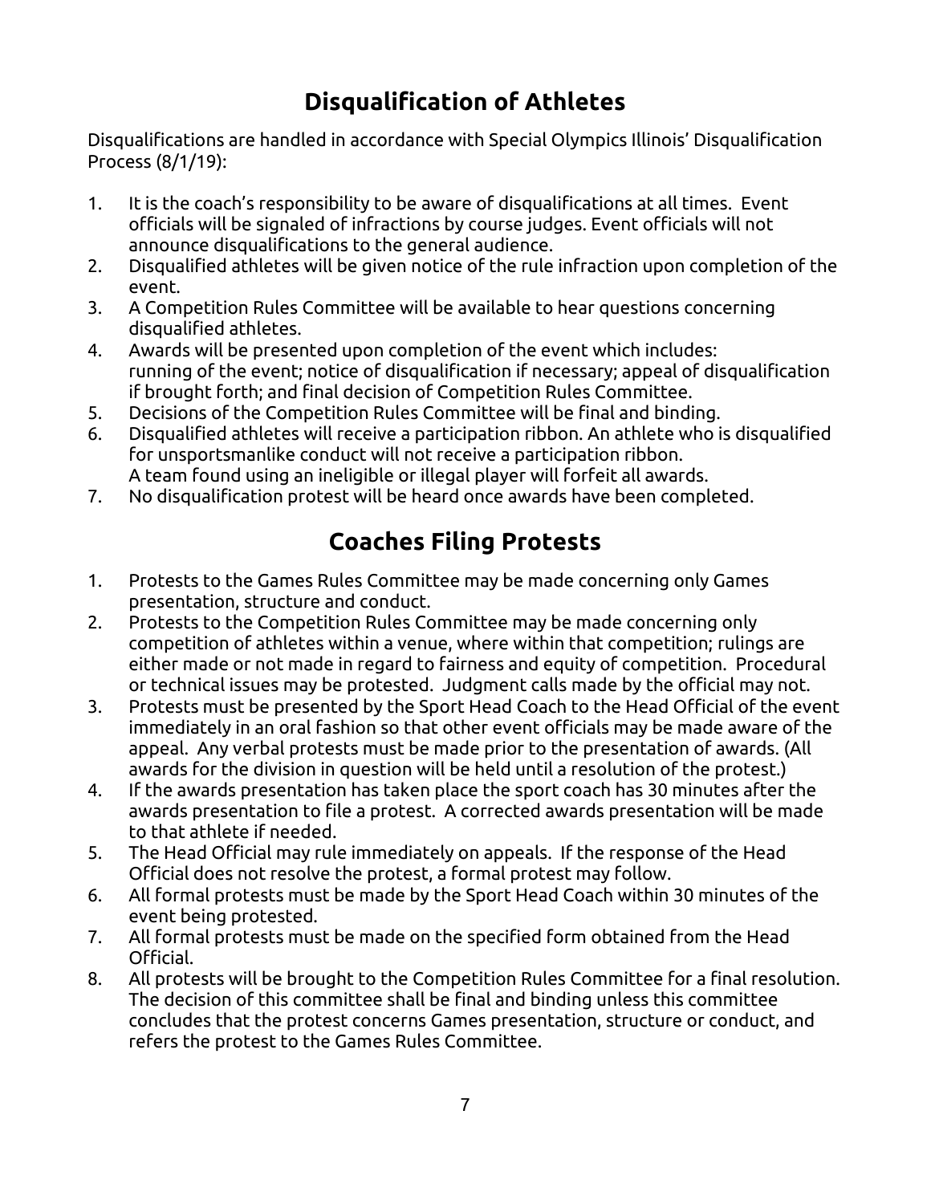# Disqualification of Athletes

Disqualifications are handled in accordance with Special Olympics Illinois' Disqualification Process (8/1/19):

1. It is the coach's responsibility to be aware of disqualifications at all times. Event officials will be signaled of infractions by course judges. Event officials will not announce disqualifications to the general audience.
2. Disqualified athletes will be given notice of the rule infraction upon completion of the event.
3. A Competition Rules Committee will be available to hear questions concerning disqualified athletes.
4. Awards will be presented upon completion of the event which includes: running of the event; notice of disqualification if necessary; appeal of disqualification if brought forth; and final decision of Competition Rules Committee.
5. Decisions of the Competition Rules Committee will be final and binding.
6. Disqualified athletes will receive a participation ribbon. An athlete who is disqualified for unsportsmanlike conduct will not receive a participation ribbon. A team found using an ineligible or illegal player will forfeit all awards.
7. No disqualification protest will be heard once awards have been completed.

# Coaches Filing Protests

1. Protests to the Games Rules Committee may be made concerning only Games presentation, structure and conduct.
2. Protests to the Competition Rules Committee may be made concerning only competition of athletes within a venue, where within that competition; rulings are either made or not made in regard to fairness and equity of competition. Procedural or technical issues may be protested. Judgment calls made by the official may not.
3. Protests must be presented by the Sport Head Coach to the Head Official of the event immediately in an oral fashion so that other event officials may be made aware of the appeal. Any verbal protests must be made prior to the presentation of awards. (All awards for the division in question will be held until a resolution of the protest.)
4. If the awards presentation has taken place the sport coach has 30 minutes after the awards presentation to file a protest. A corrected awards presentation will be made to that athlete if needed.
5. The Head Official may rule immediately on appeals. If the response of the Head Official does not resolve the protest, a formal protest may follow.
6. All formal protests must be made by the Sport Head Coach within 30 minutes of the event being protested.
7. All formal protests must be made on the specified form obtained from the Head Official.
8. All protests will be brought to the Competition Rules Committee for a final resolution. The decision of this committee shall be final and binding unless this committee concludes that the protest concerns Games presentation, structure or conduct, and refers the protest to the Games Rules Committee.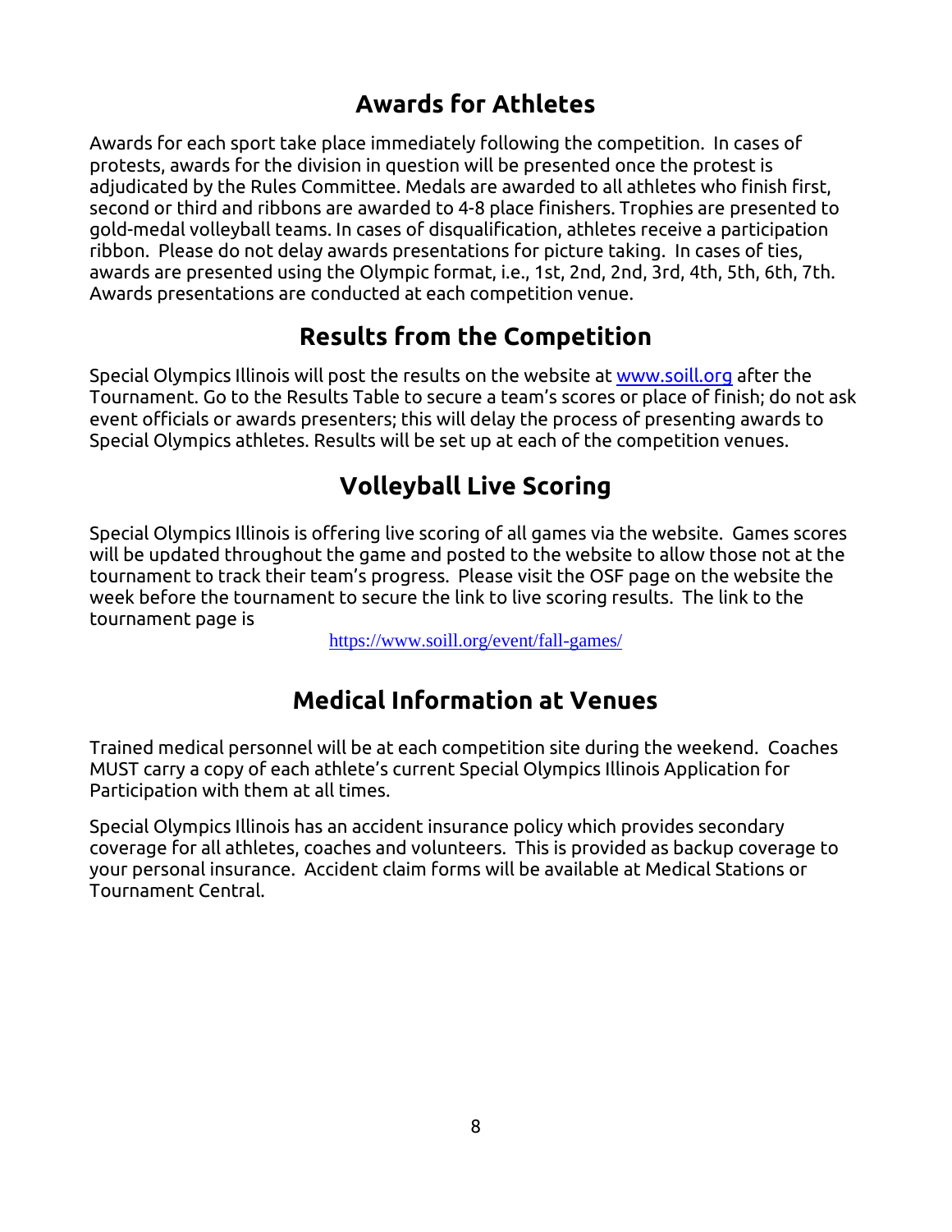## Awards for Athletes

Awards for each sport take place immediately following the competition. In cases of protests, awards for the division in question will be presented once the protest is adjudicated by the Rules Committee. Medals are awarded to all athletes who finish first, second or third and ribbons are awarded to 4-8 place finishers. Trophies are presented to gold-medal volleyball teams. In cases of disqualification, athletes receive a participation ribbon. Please do not delay awards presentations for picture taking. In cases of ties, awards are presented using the Olympic format, i.e., 1st, 2nd, 2nd, 3rd, 4th, 5th, 6th, 7th. Awards presentations are conducted at each competition venue.

## Results from the Competition

Special Olympics Illinois will post the results on the website at [www.soill.org](http://www.soill.org) after the Tournament. Go to the Results Table to secure a team's scores or place of finish; do not ask event officials or awards presenters; this will delay the process of presenting awards to Special Olympics athletes. Results will be set up at each of the competition venues.

## Volleyball Live Scoring

Special Olympics Illinois is offering live scoring of all games via the website. Games scores will be updated throughout the game and posted to the website to allow those not at the tournament to track their team's progress. Please visit the OSF page on the website the week before the tournament to secure the link to live scoring results. The link to the tournament page is

https://www.soill.org/event/fall-games/

## Medical Information at Venues

Trained medical personnel will be at each competition site during the weekend. Coaches MUST carry a copy of each athlete's current Special Olympics Illinois Application for Participation with them at all times.

Special Olympics Illinois has an accident insurance policy which provides secondary coverage for all athletes, coaches and volunteers. This is provided as backup coverage to your personal insurance. Accident claim forms will be available at Medical Stations or Tournament Central.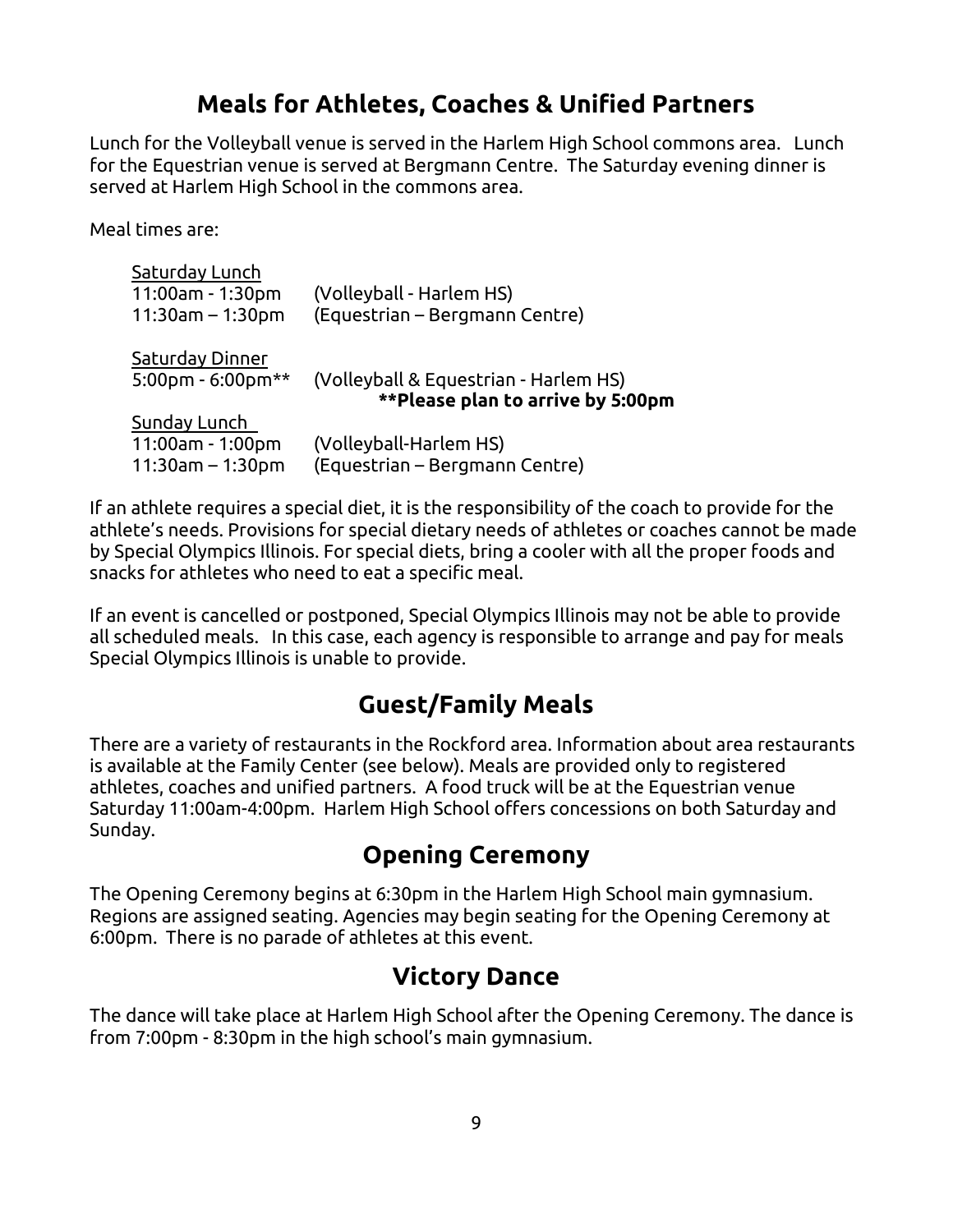## Meals for Athletes, Coaches & Unified Partners

Lunch for the Volleyball venue is served in the Harlem High School commons area. Lunch for the Equestrian venue is served at Bergmann Centre. The Saturday evening dinner is served at Harlem High School in the commons area.

Meal times are:

| | |
|---|---|
| Saturday Lunch | |
| 11:00am - 1:30pm | (Volleyball - Harlem HS) |
| 11:30am – 1:30pm | (Equestrian – Bergmann Centre) |
| Saturday Dinner | |
| 5:00pm - 6:00pm** | (Volleyball & Equestrian - Harlem HS) **Please plan to arrive by 5:00pm** |
| Sunday Lunch | |
| 11:00am - 1:00pm | (Volleyball-Harlem HS) |
| 11:30am – 1:30pm | (Equestrian – Bergmann Centre) |

If an athlete requires a special diet, it is the responsibility of the coach to provide for the athlete's needs. Provisions for special dietary needs of athletes or coaches cannot be made by Special Olympics Illinois. For special diets, bring a cooler with all the proper foods and snacks for athletes who need to eat a specific meal.

If an event is cancelled or postponed, Special Olympics Illinois may not be able to provide all scheduled meals. In this case, each agency is responsible to arrange and pay for meals Special Olympics Illinois is unable to provide.

## Guest/Family Meals

There are a variety of restaurants in the Rockford area. Information about area restaurants is available at the Family Center (see below). Meals are provided only to registered athletes, coaches and unified partners. A food truck will be at the Equestrian venue Saturday 11:00am-4:00pm. Harlem High School offers concessions on both Saturday and Sunday.

## Opening Ceremony

The Opening Ceremony begins at 6:30pm in the Harlem High School main gymnasium. Regions are assigned seating. Agencies may begin seating for the Opening Ceremony at 6:00pm. There is no parade of athletes at this event.

## Victory Dance

The dance will take place at Harlem High School after the Opening Ceremony. The dance is from 7:00pm - 8:30pm in the high school's main gymnasium.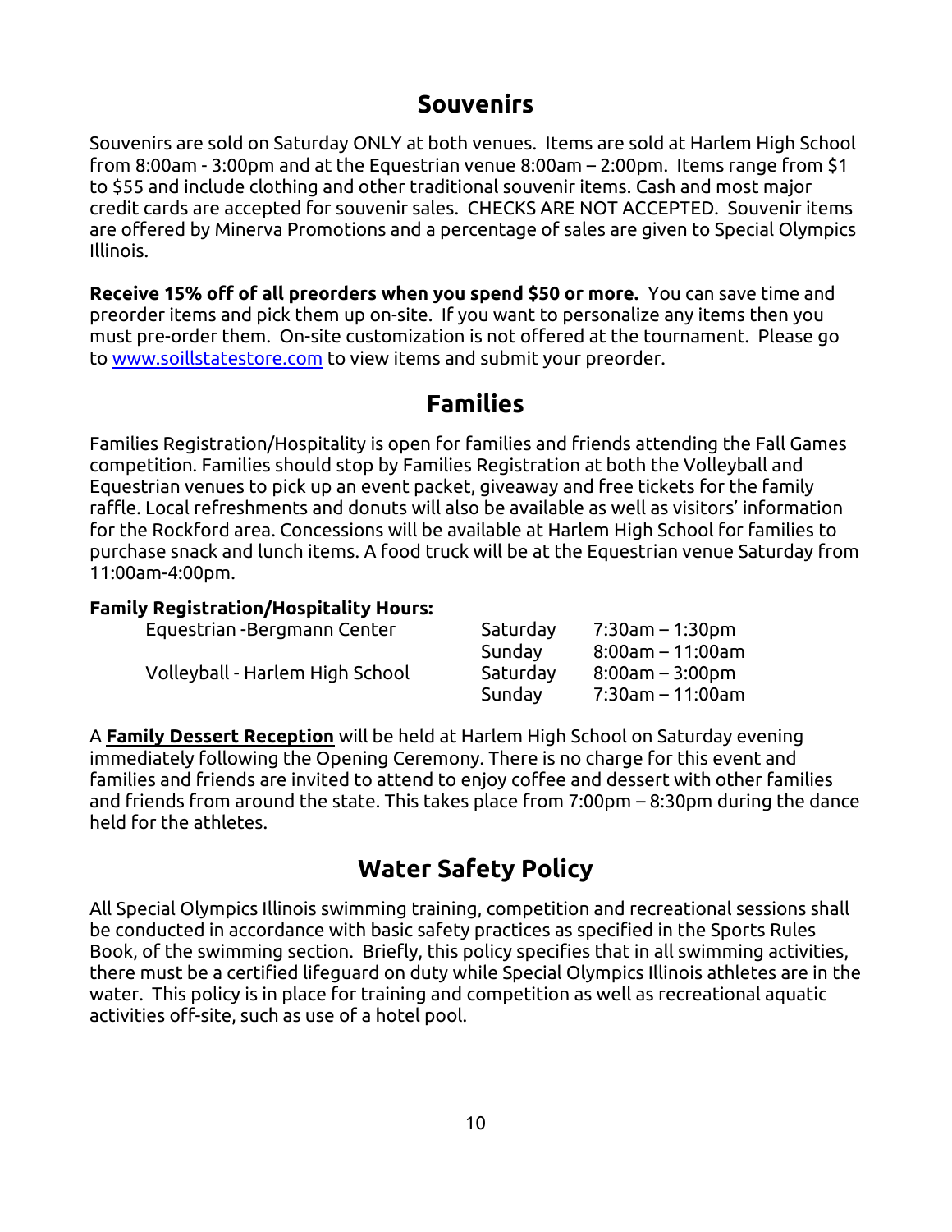## Souvenirs

Souvenirs are sold on Saturday ONLY at both venues. Items are sold at Harlem High School from 8:00am - 3:00pm and at the Equestrian venue 8:00am – 2:00pm. Items range from $1 to $55 and include clothing and other traditional souvenir items. Cash and most major credit cards are accepted for souvenir sales. CHECKS ARE NOT ACCEPTED. Souvenir items are offered by Minerva Promotions and a percentage of sales are given to Special Olympics Illinois.

**Receive 15% off of all preorders when you spend $50 or more.** You can save time and preorder items and pick them up on-site. If you want to personalize any items then you must pre-order them. On-site customization is not offered at the tournament. Please go to www.soillstatestore.com to view items and submit your preorder.

## Families

Families Registration/Hospitality is open for families and friends attending the Fall Games competition. Families should stop by Families Registration at both the Volleyball and Equestrian venues to pick up an event packet, giveaway and free tickets for the family raffle. Local refreshments and donuts will also be available as well as visitors' information for the Rockford area. Concessions will be available at Harlem High School for families to purchase snack and lunch items. A food truck will be at the Equestrian venue Saturday from 11:00am-4:00pm.

**Family Registration/Hospitality Hours:**

| | | |
|---|---|---|
| Equestrian -Bergmann Center | Saturday | 7:30am – 1:30pm |
| | Sunday | 8:00am – 11:00am |
| Volleyball - Harlem High School | Saturday | 8:00am – 3:00pm |
| | Sunday | 7:30am – 11:00am |

A **Family Dessert Reception** will be held at Harlem High School on Saturday evening immediately following the Opening Ceremony. There is no charge for this event and families and friends are invited to attend to enjoy coffee and dessert with other families and friends from around the state. This takes place from 7:00pm – 8:30pm during the dance held for the athletes.

## Water Safety Policy

All Special Olympics Illinois swimming training, competition and recreational sessions shall be conducted in accordance with basic safety practices as specified in the Sports Rules Book, of the swimming section. Briefly, this policy specifies that in all swimming activities, there must be a certified lifeguard on duty while Special Olympics Illinois athletes are in the water. This policy is in place for training and competition as well as recreational aquatic activities off-site, such as use of a hotel pool.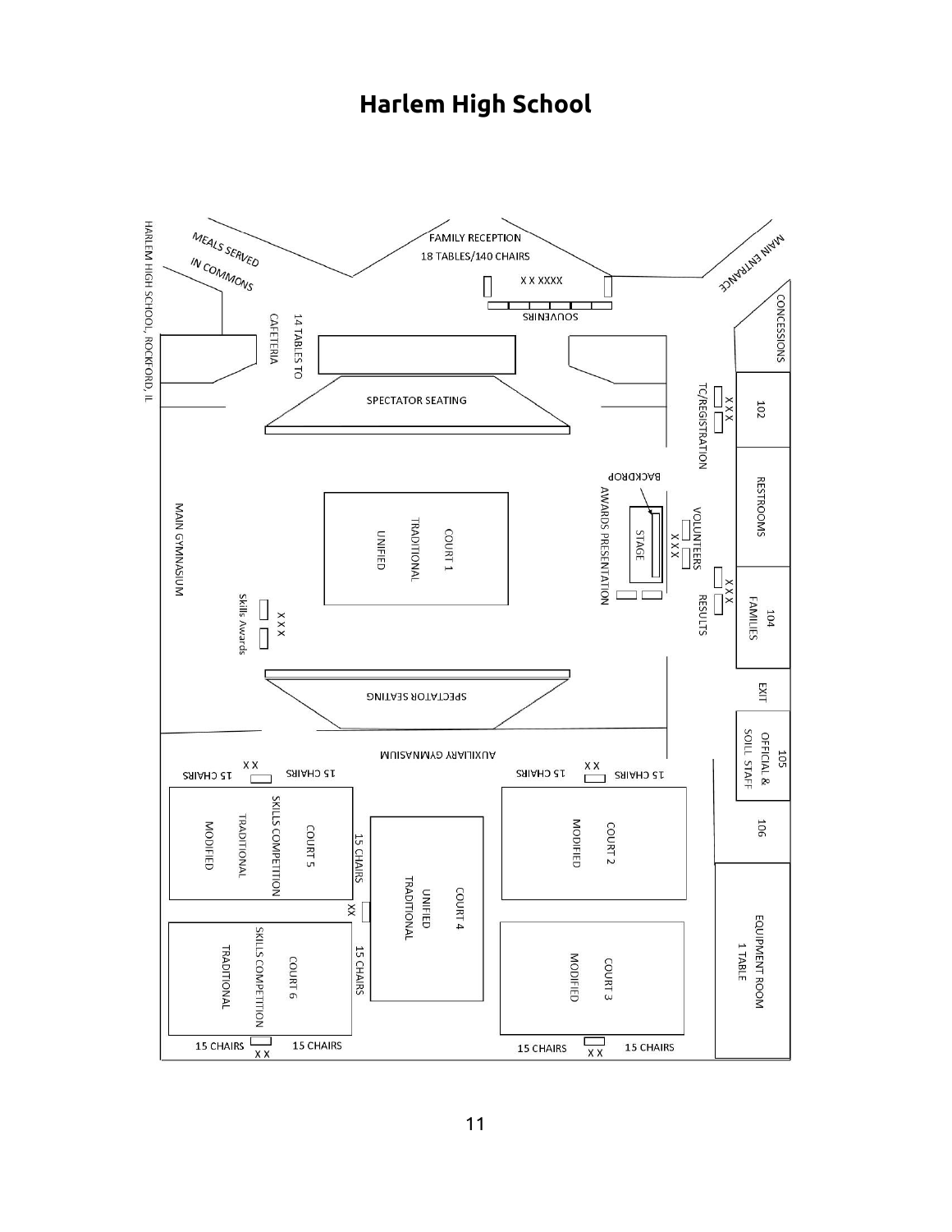# Harlem High School

HARLEM HIGH SCHOOL, ROCKFORD, IL

MEALS SERVED IN COMMONS

FAMILY RECEPTION
18 TABLES/140 CHAIRS

X X XXXX

SOUVENIRS

MAIN ENTRANCE

CONCESSIONS

14 TABLES TO CAFETERIA

SPECTATOR SEATING

102

X X X
TC/REGISTRATION

RESTROOMS

BACKDROP

AWARDS PRESENTATION

STAGE

VOLUNTEERS
X X X

MAIN GYMNASIUM

COURT 1
TRADITIONAL
UNIFIED

X X X
RESULTS

104
FAMILIES

X X X
Skills Awards

SPECTATOR SEATING

EXIT

105
OFFICIAL & SOII STAFF

AUXILIARY GYMNASIUM

15 CHAIRS X X 15 CHAIRS

15 CHAIRS X X 15 CHAIRS

COURT 5
SKILLS COMPETITION
TRADITIONAL
MODIFIED

15 CHAIRS

COURT 4
UNIFIED
TRADITIONAL

XX

COURT 2
MODIFIED

106

COURT 6
SKILLS COMPETITION
TRADITIONAL

15 CHAIRS

COURT 3
MODIFIED

EQUIPMENT ROOM
1 TABLE

15 CHAIRS X X 15 CHAIRS

15 CHAIRS X X 15 CHAIRS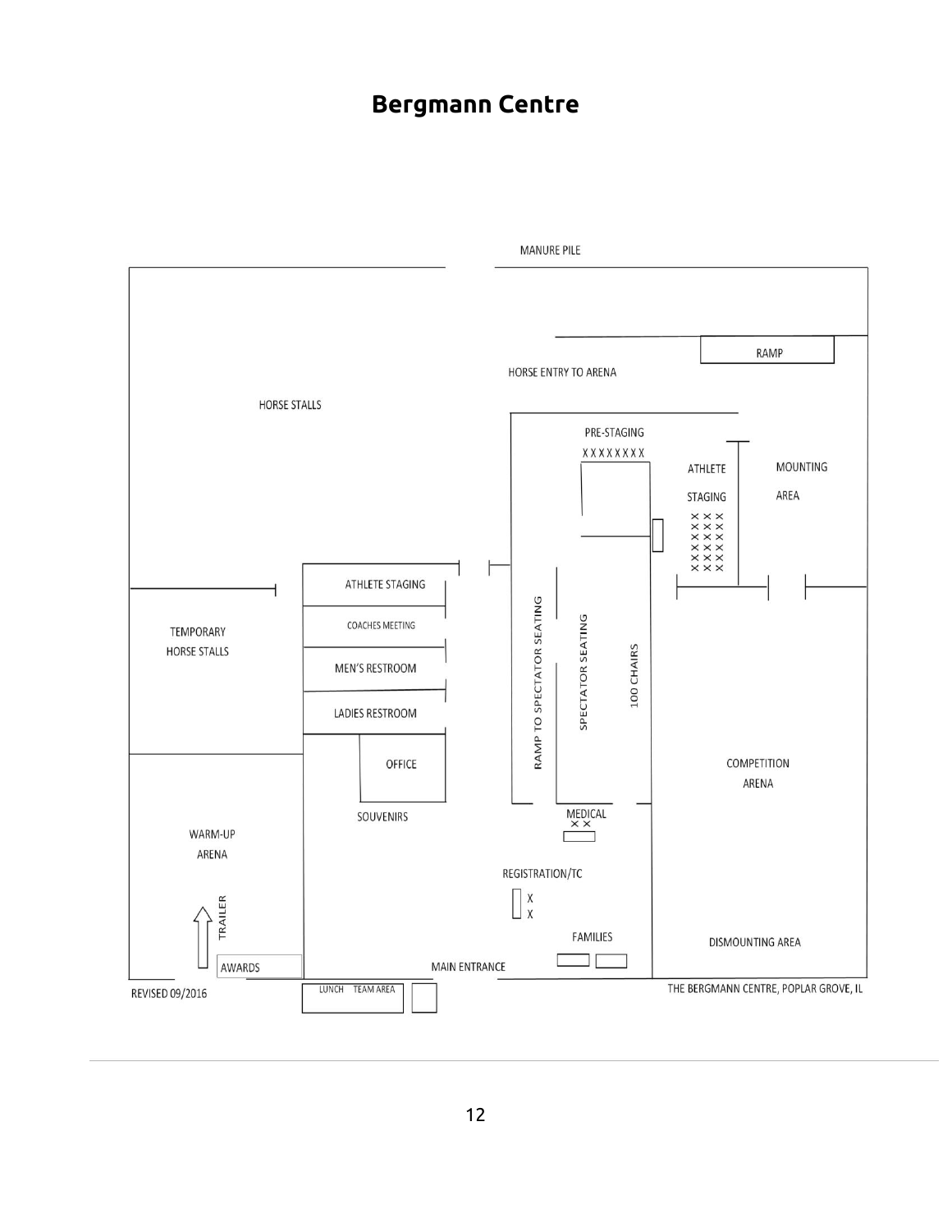# Bergmann Centre

MANURE PILE

RAMP

HORSE ENTRY TO ARENA

HORSE STALLS

PRE-STAGING

XXXXXXXX

ATHLETE STAGING

MOUNTING AREA

ATHLETE STAGING

COACHES MEETING

MEN'S RESTROOM

LADIES RESTROOM

OFFICE

TEMPORARY HORSE STALLS

RAMP TO SPECTATOR SEATING

SPECTATOR SEATING

100 CHAIRS

COMPETITION ARENA

SOUVENIRS

MEDICAL

WARM-UP ARENA

REGISTRATION/TC

TRAILER

FAMILIES

DISMOUNTING AREA

AWARDS

MAIN ENTRANCE

REVISED 09/2016

LUNCH TEAM AREA

THE BERGMANN CENTRE, POPLAR GROVE, IL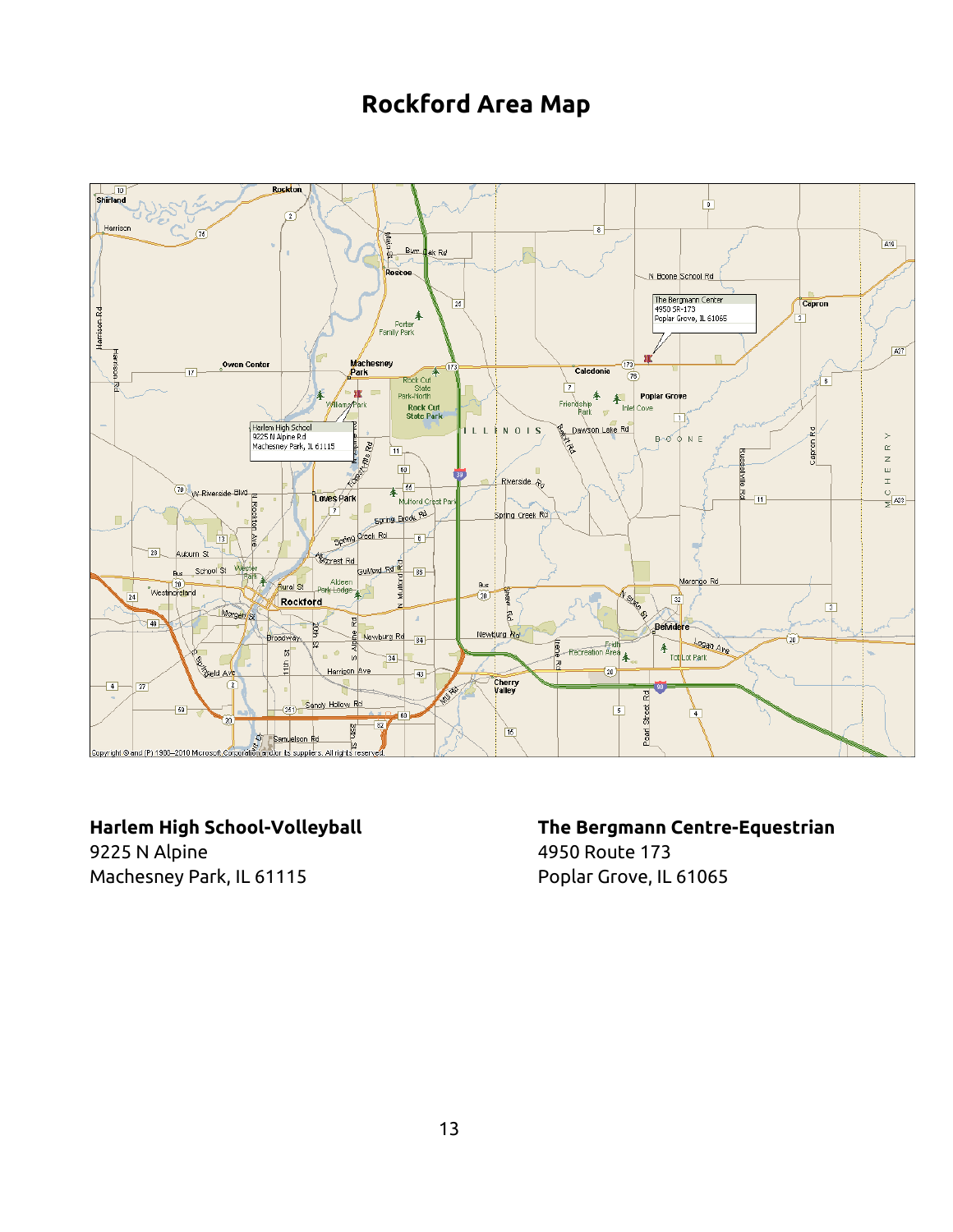# Rockford Area Map

## Harlem High School-Volleyball

9225 N Alpine
Machesney Park, IL 61115

## The Bergmann Centre-Equestrian

4950 Route 173
Poplar Grove, IL 61065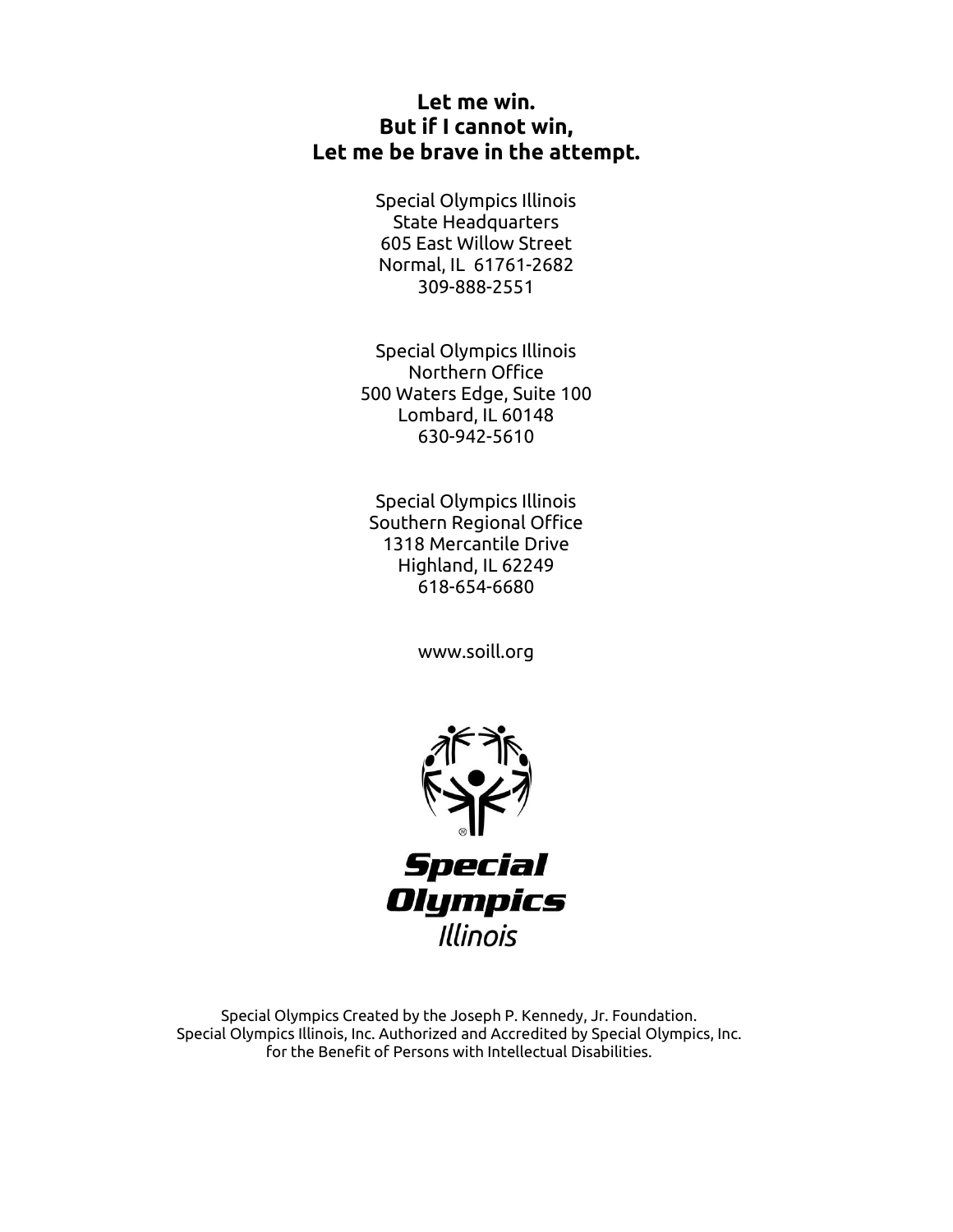**Let me win.**
**But if I cannot win,**
**Let me be brave in the attempt.**

Special Olympics Illinois
State Headquarters
605 East Willow Street
Normal, IL 61761-2682
309-888-2551

Special Olympics Illinois
Northern Office
500 Waters Edge, Suite 100
Lombard, IL 60148
630-942-5610

Special Olympics Illinois
Southern Regional Office
1318 Mercantile Drive
Highland, IL 62249
618-654-6680

www.soill.org

**Special Olympics**
*Illinois*

Special Olympics Created by the Joseph P. Kennedy, Jr. Foundation.
Special Olympics Illinois, Inc. Authorized and Accredited by Special Olympics, Inc.
for the Benefit of Persons with Intellectual Disabilities.